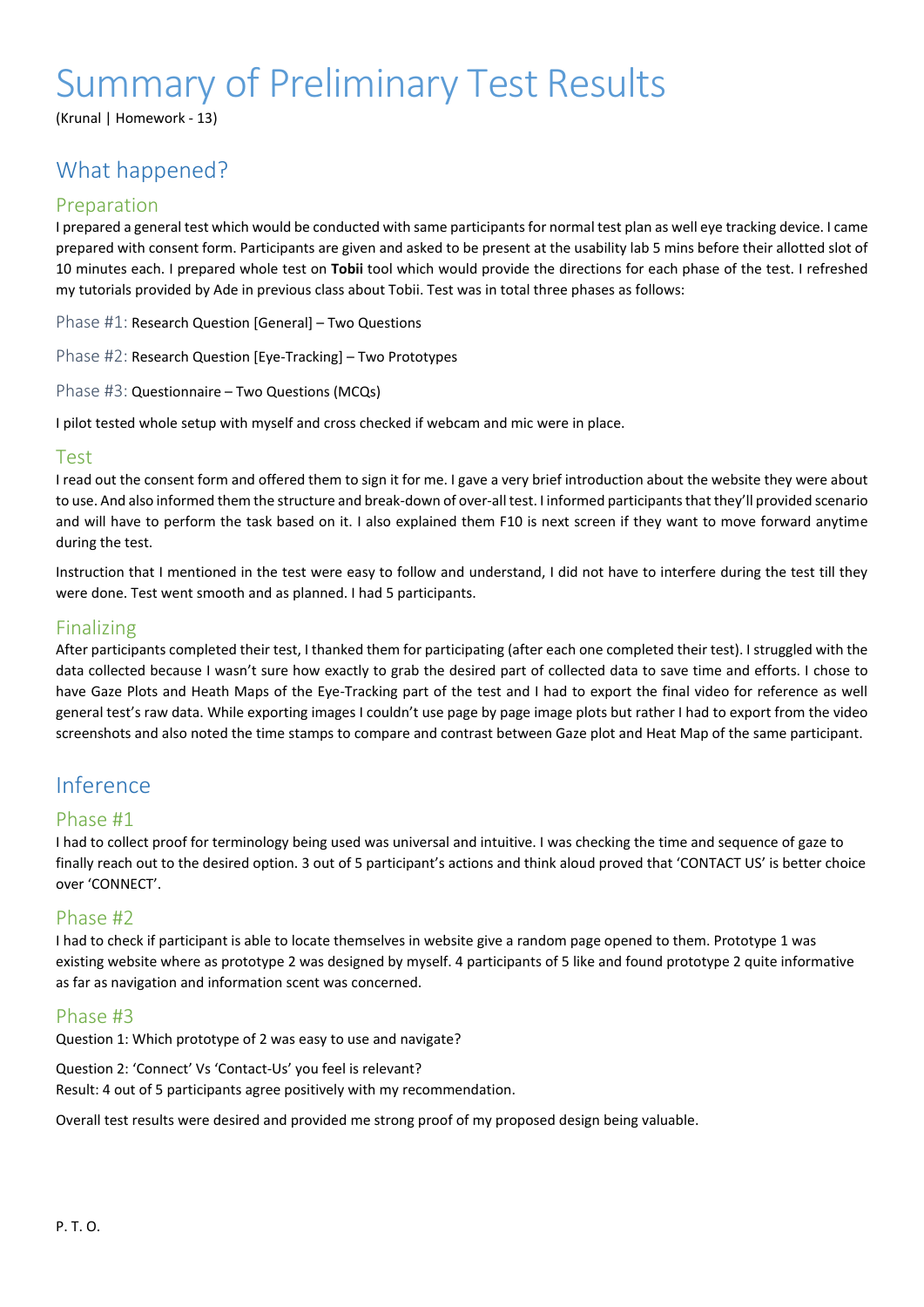# Summary of Preliminary Test Results

(Krunal | Homework - 13)

## What happened?

### Preparation

I prepared a general test which would be conducted with same participants for normal test plan as well eye tracking device. I came prepared with consent form. Participants are given and asked to be present at the usability lab 5 mins before their allotted slot of 10 minutes each. I prepared whole test on **Tobii** tool which would provide the directions for each phase of the test. I refreshed my tutorials provided by Ade in previous class about Tobii. Test was in total three phases as follows:

Phase #1: Research Question [General] – Two Questions

Phase #2: Research Question [Eye-Tracking] – Two Prototypes

Phase #3: Questionnaire – Two Questions (MCQs)

I pilot tested whole setup with myself and cross checked if webcam and mic were in place.

### Test

I read out the consent form and offered them to sign it for me. I gave a very brief introduction about the website they were about to use. And also informed them the structure and break-down of over-all test. I informed participants that they'll provided scenario and will have to perform the task based on it. I also explained them F10 is next screen if they want to move forward anytime during the test.

Instruction that I mentioned in the test were easy to follow and understand, I did not have to interfere during the test till they were done. Test went smooth and as planned. I had 5 participants.

### Finalizing

After participants completed their test, I thanked them for participating (after each one completed their test). I struggled with the data collected because I wasn't sure how exactly to grab the desired part of collected data to save time and efforts. I chose to have Gaze Plots and Heath Maps of the Eye-Tracking part of the test and I had to export the final video for reference as well general test's raw data. While exporting images I couldn't use page by page image plots but rather I had to export from the video screenshots and also noted the time stamps to compare and contrast between Gaze plot and Heat Map of the same participant.

## Inference

### Phase #1

I had to collect proof for terminology being used was universal and intuitive. I was checking the time and sequence of gaze to finally reach out to the desired option. 3 out of 5 participant's actions and think aloud proved that 'CONTACT US' is better choice over 'CONNECT'.

### Phase #2

I had to check if participant is able to locate themselves in website give a random page opened to them. Prototype 1 was existing website where as prototype 2 was designed by myself. 4 participants of 5 like and found prototype 2 quite informative as far as navigation and information scent was concerned.

### Phase #3

Question 1: Which prototype of 2 was easy to use and navigate?

Question 2: 'Connect' Vs 'Contact-Us' you feel is relevant?
Result: 4 out of 5 participants agree positively with my recommendation.

Overall test results were desired and provided me strong proof of my proposed design being valuable.

P. T. O.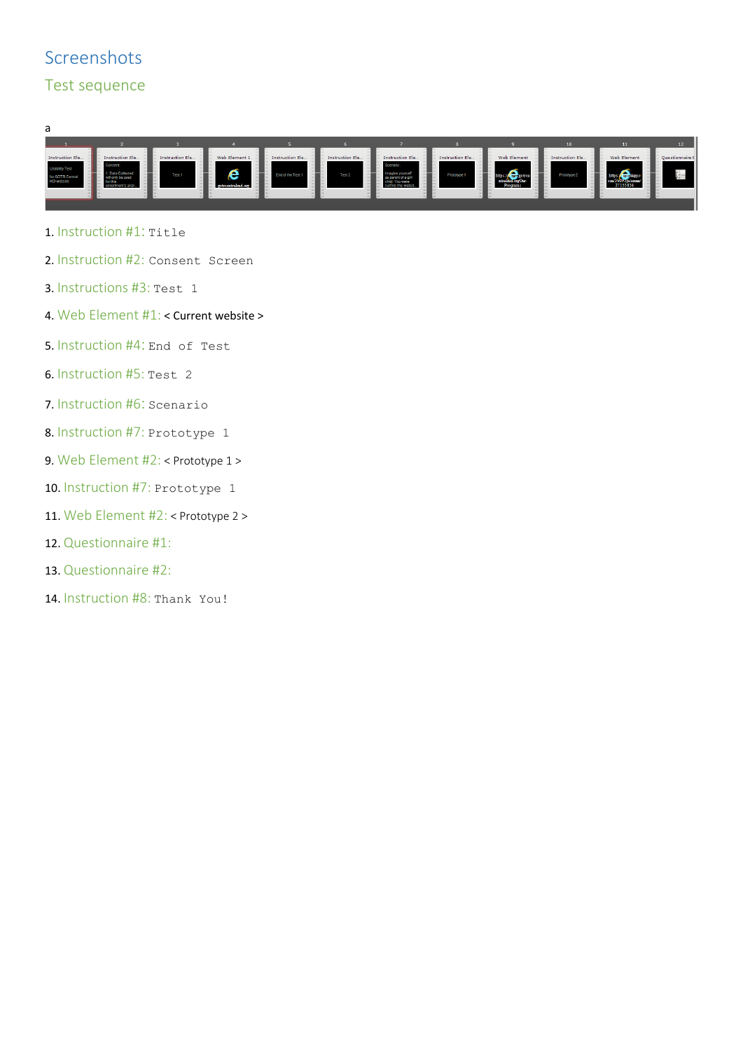# Screenshots

## Test sequence

a

1. Instruction #1: `Title`
2. Instruction #2: `Consent Screen`
3. Instructions #3: `Test 1`
4. Web Element #1: < Current website >
5. Instruction #4: `End of Test`
6. Instruction #5: `Test 2`
7. Instruction #6: `Scenario`
8. Instruction #7: `Prototype 1`
9. Web Element #2: < Prototype 1 >
10. Instruction #7: `Prototype 1`
11. Web Element #2: < Prototype 2 >
12. Questionnaire #1:
13. Questionnaire #2:
14. Instruction #8: `Thank You!`